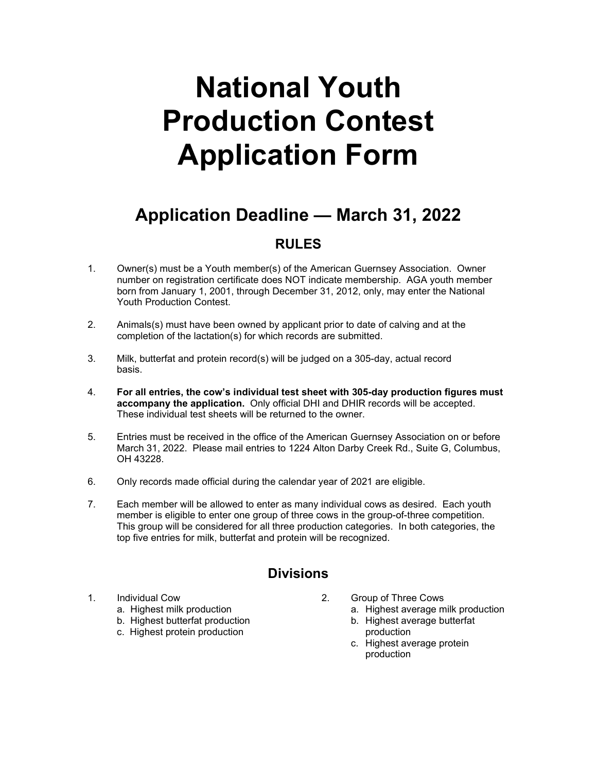# National Youth Production Contest Application Form

## Application Deadline — March 31, 2022

### RULES

1. Owner(s) must be a Youth member(s) of the American Guernsey Association. Owner number on registration certificate does NOT indicate membership. AGA youth member born from January 1, 2001, through December 31, 2012, only, may enter the National Youth Production Contest.

2. Animals(s) must have been owned by applicant prior to date of calving and at the completion of the lactation(s) for which records are submitted.

3. Milk, butterfat and protein record(s) will be judged on a 305-day, actual record basis.

4. **For all entries, the cow's individual test sheet with 305-day production figures must accompany the application.** Only official DHI and DHIR records will be accepted. These individual test sheets will be returned to the owner.

5. Entries must be received in the office of the American Guernsey Association on or before March 31, 2022. Please mail entries to 1224 Alton Darby Creek Rd., Suite G, Columbus, OH 43228.

6. Only records made official during the calendar year of 2021 are eligible.

7. Each member will be allowed to enter as many individual cows as desired. Each youth member is eligible to enter one group of three cows in the group-of-three competition. This group will be considered for all three production categories. In both categories, the top five entries for milk, butterfat and protein will be recognized.

### Divisions

1. Individual Cow
   a. Highest milk production
   b. Highest butterfat production
   c. Highest protein production

2. Group of Three Cows
   a. Highest average milk production
   b. Highest average butterfat production
   c. Highest average protein production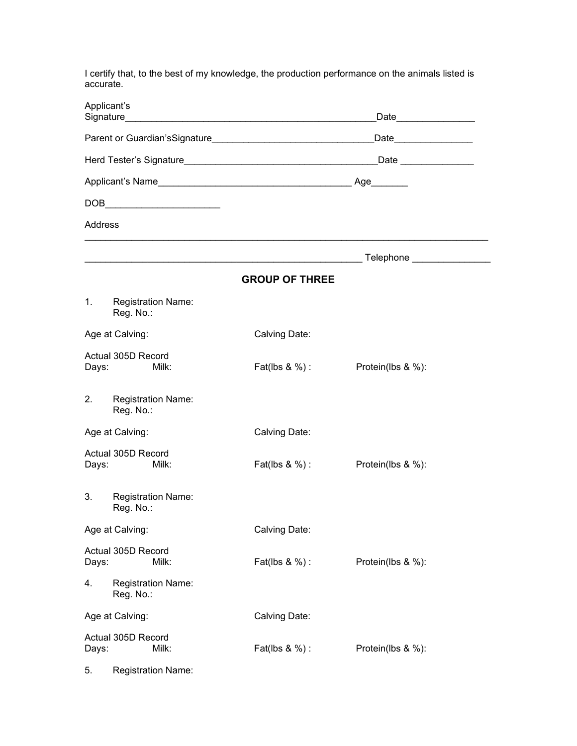I certify that, to the best of my knowledge, the production performance on the animals listed is accurate.

Applicant's Signature__________________________________________________Date_______________

Parent or Guardian'sSignature_______________________________Date_______________

Herd Tester's Signature_____________________________________Date ______________

Applicant's Name_____________________________________ Age_______

DOB______________________

Address

_____________________________________________________________________________

______________________________________________________ Telephone _______________

## GROUP OF THREE

1. Registration Name:
   Reg. No.:

Age at Calving: Calving Date:

Actual 305D Record
Days: Milk: Fat(lbs & %) : Protein(lbs & %):

2. Registration Name:
   Reg. No.:

Age at Calving: Calving Date:

Actual 305D Record
Days: Milk: Fat(lbs & %) : Protein(lbs & %):

3. Registration Name:
   Reg. No.:

Age at Calving: Calving Date:

Actual 305D Record
Days: Milk: Fat(lbs & %) : Protein(lbs & %):

4. Registration Name:
   Reg. No.:

Age at Calving: Calving Date:

Actual 305D Record
Days: Milk: Fat(lbs & %) : Protein(lbs & %):

5. Registration Name: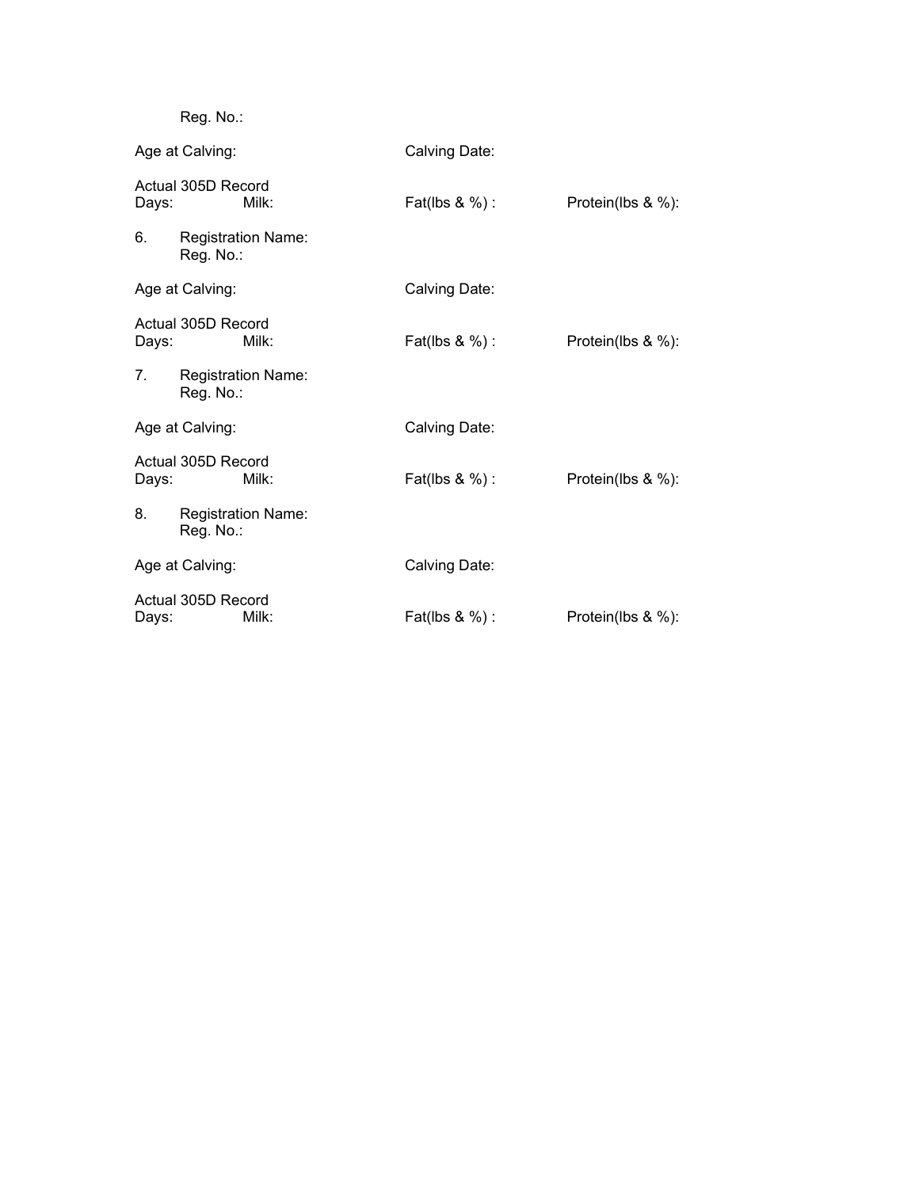Reg. No.:

Age at Calving: Calving Date:

Actual 305D Record
Days: Milk: Fat(lbs & %) : Protein(lbs & %):

6. Registration Name:
   Reg. No.:

Age at Calving: Calving Date:

Actual 305D Record
Days: Milk: Fat(lbs & %) : Protein(lbs & %):

7. Registration Name:
   Reg. No.:

Age at Calving: Calving Date:

Actual 305D Record
Days: Milk: Fat(lbs & %) : Protein(lbs & %):

8. Registration Name:
   Reg. No.:

Age at Calving: Calving Date:

Actual 305D Record
Days: Milk: Fat(lbs & %) : Protein(lbs & %):